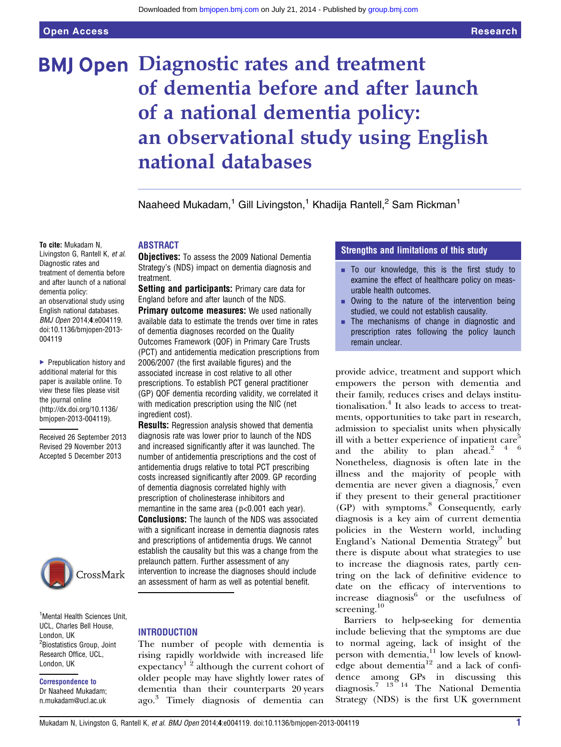# Diagnostic rates and treatment of dementia before and after launch of a national dementia policy: an observational study using English national databases

Naaheed Mukadam,[1] Gill Livingston,[1] Khadija Rantell,[2] Sam Rickman[1]

**To cite:** Mukadam N, Livingston G, Rantell K, *et al.* Diagnostic rates and treatment of dementia before and after launch of a national dementia policy: an observational study using English national databases. *BMJ Open* 2014;**4**:e004119. doi:10.1136/bmjopen-2013-004119

▶ Prepublication history and additional material for this paper is available online. To view these files please visit the journal online (http://dx.doi.org/10.1136/bmjopen-2013-004119).

Received 26 September 2013
Revised 29 November 2013
Accepted 5 December 2013

[1]Mental Health Sciences Unit, UCL, Charles Bell House, London, UK
[2]Biostatistics Group, Joint Research Office, UCL, London, UK

**Correspondence to**
Dr Naaheed Mukadam;
n.mukadam@ucl.ac.uk

## ABSTRACT

**Objectives:** To assess the 2009 National Dementia Strategy's (NDS) impact on dementia diagnosis and treatment.

**Setting and participants:** Primary care data for England before and after launch of the NDS.

**Primary outcome measures:** We used nationally available data to estimate the trends over time in rates of dementia diagnoses recorded on the Quality Outcomes Framework (QOF) in Primary Care Trusts (PCT) and antidementia medication prescriptions from 2006/2007 (the first available figures) and the associated increase in cost relative to all other prescriptions. To establish PCT general practitioner (GP) QOF dementia recording validity, we correlated it with medication prescription using the NIC (net ingredient cost).

**Results:** Regression analysis showed that dementia diagnosis rate was lower prior to launch of the NDS and increased significantly after it was launched. The number of antidementia prescriptions and the cost of antidementia drugs relative to total PCT prescribing costs increased significantly after 2009. GP recording of dementia diagnosis correlated highly with prescription of cholinesterase inhibitors and memantine in the same area ($p<0.001$ each year).

**Conclusions:** The launch of the NDS was associated with a significant increase in dementia diagnosis rates and prescriptions of antidementia drugs. We cannot establish the causality but this was a change from the prelaunch pattern. Further assessment of any intervention to increase the diagnoses should include an assessment of harm as well as potential benefit.

## INTRODUCTION

The number of people with dementia is rising rapidly worldwide with increased life expectancy[1 2] although the current cohort of older people may have slightly lower rates of dementia than their counterparts 20 years ago.[3] Timely diagnosis of dementia can provide advice, treatment and support which empowers the person with dementia and their family, reduces crises and delays institutionalisation.[4] It also leads to access to treatments, opportunities to take part in research, admission to specialist units when physically ill with a better experience of inpatient care[5] and the ability to plan ahead.[2 4 6] Nonetheless, diagnosis is often late in the illness and the majority of people with dementia are never given a diagnosis,[7] even if they present to their general practitioner (GP) with symptoms.[8] Consequently, early diagnosis is a key aim of current dementia policies in the Western world, including England's National Dementia Strategy[9] but there is dispute about what strategies to use to increase the diagnosis rates, partly centring on the lack of definitive evidence to date on the efficacy of interventions to increase diagnosis[6] or the usefulness of screening.[10]

Barriers to help-seeking for dementia include believing that the symptoms are due to normal ageing, lack of insight of the person with dementia,[11] low levels of knowledge about dementia[12] and a lack of confidence among GPs in discussing this diagnosis.[7 13 14] The National Dementia Strategy (NDS) is the first UK government

## Strengths and limitations of this study

- To our knowledge, this is the first study to examine the effect of healthcare policy on measurable health outcomes.
- Owing to the nature of the intervention being studied, we could not establish causality.
- The mechanisms of change in diagnostic and prescription rates following the policy launch remain unclear.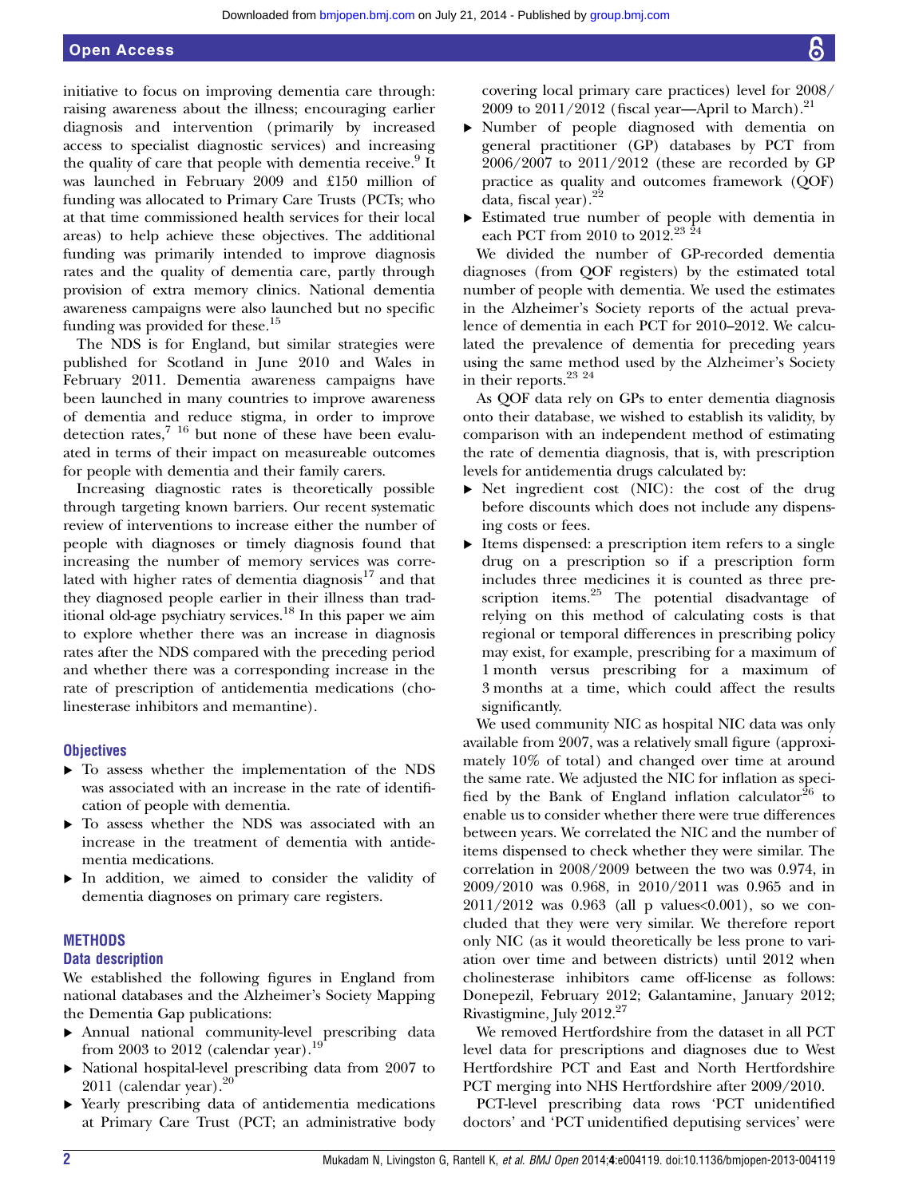initiative to focus on improving dementia care through: raising awareness about the illness; encouraging earlier diagnosis and intervention (primarily by increased access to specialist diagnostic services) and increasing the quality of care that people with dementia receive.[9] It was launched in February 2009 and £150 million of funding was allocated to Primary Care Trusts (PCTs; who at that time commissioned health services for their local areas) to help achieve these objectives. The additional funding was primarily intended to improve diagnosis rates and the quality of dementia care, partly through provision of extra memory clinics. National dementia awareness campaigns were also launched but no specific funding was provided for these.[15]

The NDS is for England, but similar strategies were published for Scotland in June 2010 and Wales in February 2011. Dementia awareness campaigns have been launched in many countries to improve awareness of dementia and reduce stigma, in order to improve detection rates,[7 16] but none of these have been evaluated in terms of their impact on measureable outcomes for people with dementia and their family carers.

Increasing diagnostic rates is theoretically possible through targeting known barriers. Our recent systematic review of interventions to increase either the number of people with diagnoses or timely diagnosis found that increasing the number of memory services was correlated with higher rates of dementia diagnosis[17] and that they diagnosed people earlier in their illness than traditional old-age psychiatry services.[18] In this paper we aim to explore whether there was an increase in diagnosis rates after the NDS compared with the preceding period and whether there was a corresponding increase in the rate of prescription of antidementia medications (cholinesterase inhibitors and memantine).

### Objectives

- To assess whether the implementation of the NDS was associated with an increase in the rate of identification of people with dementia.
- To assess whether the NDS was associated with an increase in the treatment of dementia with antidementia medications.
- In addition, we aimed to consider the validity of dementia diagnoses on primary care registers.

## METHODS

### Data description

We established the following figures in England from national databases and the Alzheimer's Society Mapping the Dementia Gap publications:

- Annual national community-level prescribing data from 2003 to 2012 (calendar year).[19]
- National hospital-level prescribing data from 2007 to 2011 (calendar year).[20]
- Yearly prescribing data of antidementia medications at Primary Care Trust (PCT; an administrative body covering local primary care practices) level for 2008/2009 to 2011/2012 (fiscal year—April to March).[21]
- Number of people diagnosed with dementia on general practitioner (GP) databases by PCT from 2006/2007 to 2011/2012 (these are recorded by GP practice as quality and outcomes framework (QOF) data, fiscal year).[22]
- Estimated true number of people with dementia in each PCT from 2010 to 2012.[23 24]

We divided the number of GP-recorded dementia diagnoses (from QOF registers) by the estimated total number of people with dementia. We used the estimates in the Alzheimer's Society reports of the actual prevalence of dementia in each PCT for 2010–2012. We calculated the prevalence of dementia for preceding years using the same method used by the Alzheimer's Society in their reports.[23 24]

As QOF data rely on GPs to enter dementia diagnosis onto their database, we wished to establish its validity, by comparison with an independent method of estimating the rate of dementia diagnosis, that is, with prescription levels for antidementia drugs calculated by:

- Net ingredient cost (NIC): the cost of the drug before discounts which does not include any dispensing costs or fees.
- Items dispensed: a prescription item refers to a single drug on a prescription so if a prescription form includes three medicines it is counted as three prescription items.[25] The potential disadvantage of relying on this method of calculating costs is that regional or temporal differences in prescribing policy may exist, for example, prescribing for a maximum of 1 month versus prescribing for a maximum of 3 months at a time, which could affect the results significantly.

We used community NIC as hospital NIC data was only available from 2007, was a relatively small figure (approximately 10% of total) and changed over time at around the same rate. We adjusted the NIC for inflation as specified by the Bank of England inflation calculator[26] to enable us to consider whether there were true differences between years. We correlated the NIC and the number of items dispensed to check whether they were similar. The correlation in 2008/2009 between the two was 0.974, in 2009/2010 was 0.968, in 2010/2011 was 0.965 and in 2011/2012 was 0.963 (all p values<0.001), so we concluded that they were very similar. We therefore report only NIC (as it would theoretically be less prone to variation over time and between districts) until 2012 when cholinesterase inhibitors came off-license as follows: Donepezil, February 2012; Galantamine, January 2012; Rivastigmine, July 2012.[27]

We removed Hertfordshire from the dataset in all PCT level data for prescriptions and diagnoses due to West Hertfordshire PCT and East and North Hertfordshire PCT merging into NHS Hertfordshire after 2009/2010.

PCT-level prescribing data rows 'PCT unidentified doctors' and 'PCT unidentified deputising services' were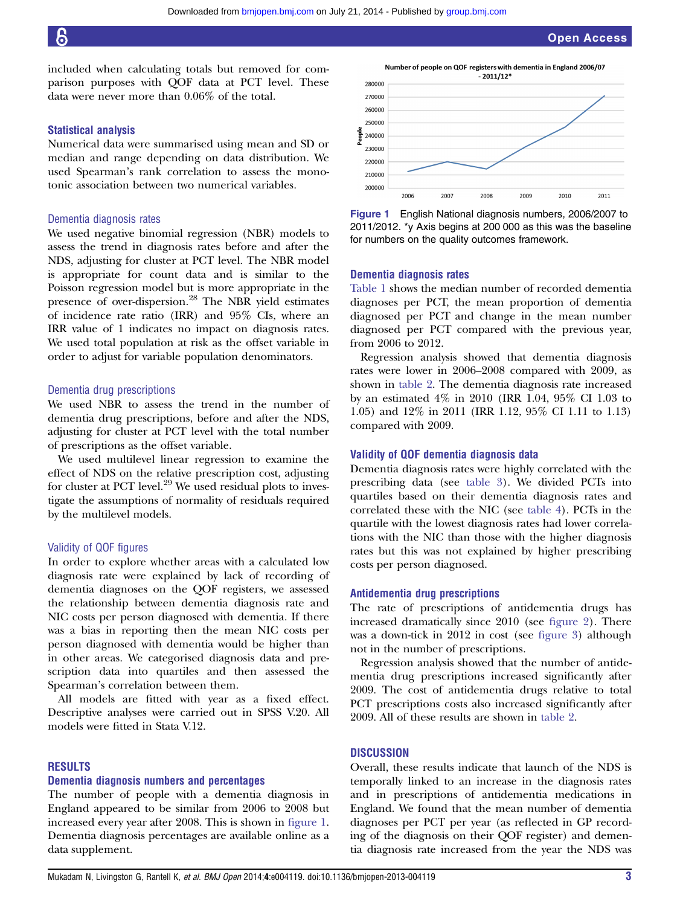included when calculating totals but removed for comparison purposes with QOF data at PCT level. These data were never more than 0.06% of the total.

### Statistical analysis

Numerical data were summarised using mean and SD or median and range depending on data distribution. We used Spearman's rank correlation to assess the monotonic association between two numerical variables.

#### Dementia diagnosis rates

We used negative binomial regression (NBR) models to assess the trend in diagnosis rates before and after the NDS, adjusting for cluster at PCT level. The NBR model is appropriate for count data and is similar to the Poisson regression model but is more appropriate in the presence of over-dispersion.[28] The NBR yield estimates of incidence rate ratio (IRR) and 95% CIs, where an IRR value of 1 indicates no impact on diagnosis rates. We used total population at risk as the offset variable in order to adjust for variable population denominators.

#### Dementia drug prescriptions

We used NBR to assess the trend in the number of dementia drug prescriptions, before and after the NDS, adjusting for cluster at PCT level with the total number of prescriptions as the offset variable.

We used multilevel linear regression to examine the effect of NDS on the relative prescription cost, adjusting for cluster at PCT level.[29] We used residual plots to investigate the assumptions of normality of residuals required by the multilevel models.

#### Validity of QOF figures

In order to explore whether areas with a calculated low diagnosis rate were explained by lack of recording of dementia diagnoses on the QOF registers, we assessed the relationship between dementia diagnosis rate and NIC costs per person diagnosed with dementia. If there was a bias in reporting then the mean NIC costs per person diagnosed with dementia would be higher than in other areas. We categorised diagnosis data and prescription data into quartiles and then assessed the Spearman's correlation between them.

All models are fitted with year as a fixed effect. Descriptive analyses were carried out in SPSS V.20. All models were fitted in Stata V.12.

## RESULTS

### Dementia diagnosis numbers and percentages

The number of people with a dementia diagnosis in England appeared to be similar from 2006 to 2008 but increased every year after 2008. This is shown in figure 1. Dementia diagnosis percentages are available online as a data supplement.

Number of people on QOF registers with dementia in England 2006/07 - 2011/12*

People

280000
270000
260000
250000
240000
230000
220000
210000
200000

2006 2007 2008 2009 2010 2011

**Figure 1** English National diagnosis numbers, 2006/2007 to 2011/2012. *y Axis begins at 200 000 as this was the baseline for numbers on the quality outcomes framework.

### Dementia diagnosis rates

Table 1 shows the median number of recorded dementia diagnoses per PCT, the mean proportion of dementia diagnosed per PCT and change in the mean number diagnosed per PCT compared with the previous year, from 2006 to 2012.

Regression analysis showed that dementia diagnosis rates were lower in 2006–2008 compared with 2009, as shown in table 2. The dementia diagnosis rate increased by an estimated 4% in 2010 (IRR 1.04, 95% CI 1.03 to 1.05) and 12% in 2011 (IRR 1.12, 95% CI 1.11 to 1.13) compared with 2009.

### Validity of QOF dementia diagnosis data

Dementia diagnosis rates were highly correlated with the prescribing data (see table 3). We divided PCTs into quartiles based on their dementia diagnosis rates and correlated these with the NIC (see table 4). PCTs in the quartile with the lowest diagnosis rates had lower correlations with the NIC than those with the higher diagnosis rates but this was not explained by higher prescribing costs per person diagnosed.

### Antidementia drug prescriptions

The rate of prescriptions of antidementia drugs has increased dramatically since 2010 (see figure 2). There was a down-tick in 2012 in cost (see figure 3) although not in the number of prescriptions.

Regression analysis showed that the number of antidementia drug prescriptions increased significantly after 2009. The cost of antidementia drugs relative to total PCT prescriptions costs also increased significantly after 2009. All of these results are shown in table 2.

## DISCUSSION

Overall, these results indicate that launch of the NDS is temporally linked to an increase in the diagnosis rates and in prescriptions of antidementia medications in England. We found that the mean number of dementia diagnoses per PCT per year (as reflected in GP recording of the diagnosis on their QOF register) and dementia diagnosis rate increased from the year the NDS was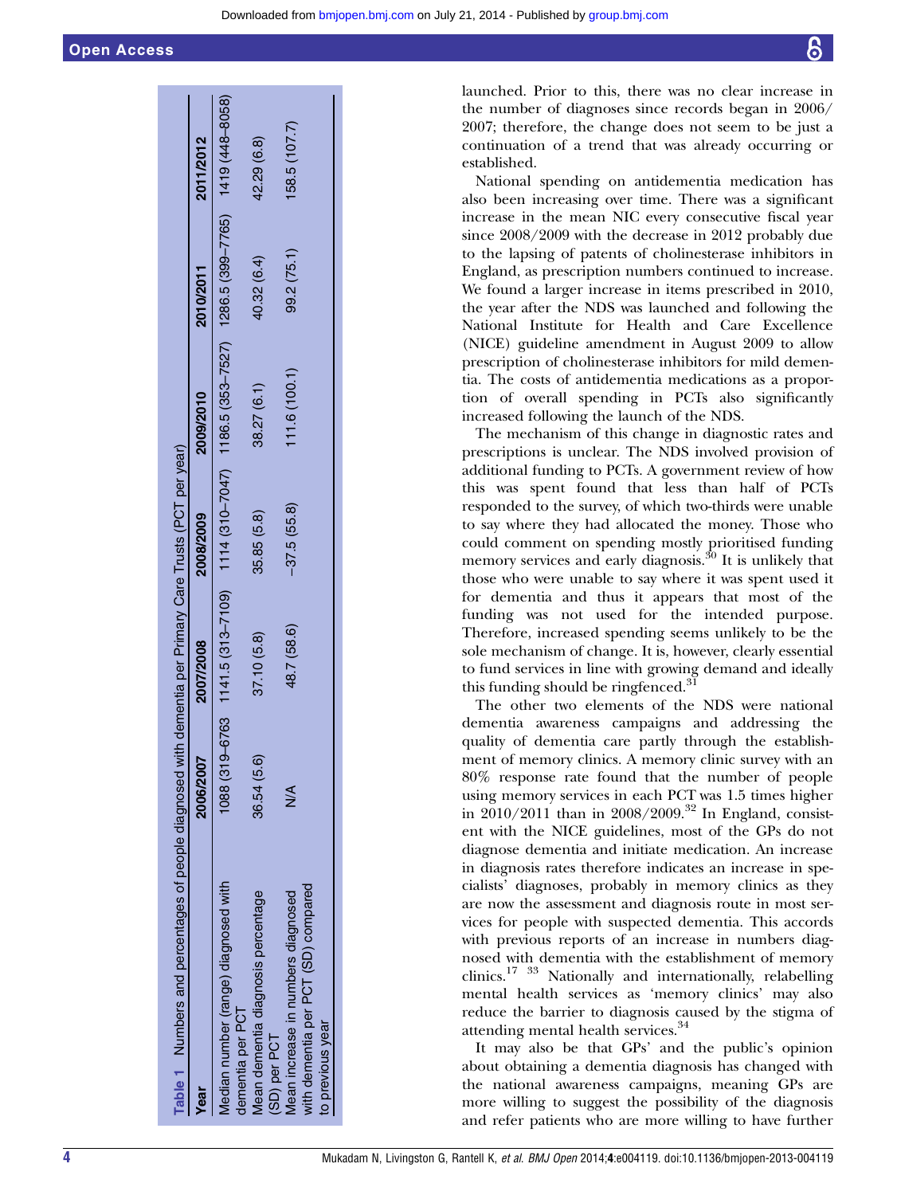Table 1 Numbers and percentages of people diagnosed with dementia per Primary Care Trusts (PCT per year)

| Year | 2006/2007 | 2007/2008 | 2008/2009 | 2009/2010 | 2010/2011 | 2011/2012 |
|---|---|---|---|---|---|---|
| Median number (range) diagnosed with dementia per PCT | 1088 (319–6763 | 1141.5 (313–7109) | 1114 (310–7047) | 1186.5 (353–7527) | 1286.5 (399–7765) | 1419 (448–8058) |
| Mean dementia diagnosis percentage (SD) per PCT | 36.54 (5.6) | 37.10 (5.8) | 35.85 (5.8) | 38.27 (6.1) | 40.32 (6.4) | 42.29 (6.8) |
| Mean increase in numbers diagnosed with dementia per PCT (SD) compared to previous year | N/A | 48.7 (58.6) | −37.5 (55.8) | 111.6 (100.1) | 99.2 (75.1) | 158.5 (107.7) |

launched. Prior to this, there was no clear increase in the number of diagnoses since records began in 2006/2007; therefore, the change does not seem to be just a continuation of a trend that was already occurring or established.

National spending on antidementia medication has also been increasing over time. There was a significant increase in the mean NIC every consecutive fiscal year since 2008/2009 with the decrease in 2012 probably due to the lapsing of patents of cholinesterase inhibitors in England, as prescription numbers continued to increase. We found a larger increase in items prescribed in 2010, the year after the NDS was launched and following the National Institute for Health and Care Excellence (NICE) guideline amendment in August 2009 to allow prescription of cholinesterase inhibitors for mild dementia. The costs of antidementia medications as a proportion of overall spending in PCTs also significantly increased following the launch of the NDS.

The mechanism of this change in diagnostic rates and prescriptions is unclear. The NDS involved provision of additional funding to PCTs. A government review of how this was spent found that less than half of PCTs responded to the survey, of which two-thirds were unable to say where they had allocated the money. Those who could comment on spending mostly prioritised funding memory services and early diagnosis.[30] It is unlikely that those who were unable to say where it was spent used it for dementia and thus it appears that most of the funding was not used for the intended purpose. Therefore, increased spending seems unlikely to be the sole mechanism of change. It is, however, clearly essential to fund services in line with growing demand and ideally this funding should be ringfenced.[31]

The other two elements of the NDS were national dementia awareness campaigns and addressing the quality of dementia care partly through the establishment of memory clinics. A memory clinic survey with an 80% response rate found that the number of people using memory services in each PCT was 1.5 times higher in 2010/2011 than in 2008/2009.[32] In England, consistent with the NICE guidelines, most of the GPs do not diagnose dementia and initiate medication. An increase in diagnosis rates therefore indicates an increase in specialists' diagnoses, probably in memory clinics as they are now the assessment and diagnosis route in most services for people with suspected dementia. This accords with previous reports of an increase in numbers diagnosed with dementia with the establishment of memory clinics.[17 33] Nationally and internationally, relabelling mental health services as 'memory clinics' may also reduce the barrier to diagnosis caused by the stigma of attending mental health services.[34]

It may also be that GPs' and the public's opinion about obtaining a dementia diagnosis has changed with the national awareness campaigns, meaning GPs are more willing to suggest the possibility of the diagnosis and refer patients who are more willing to have further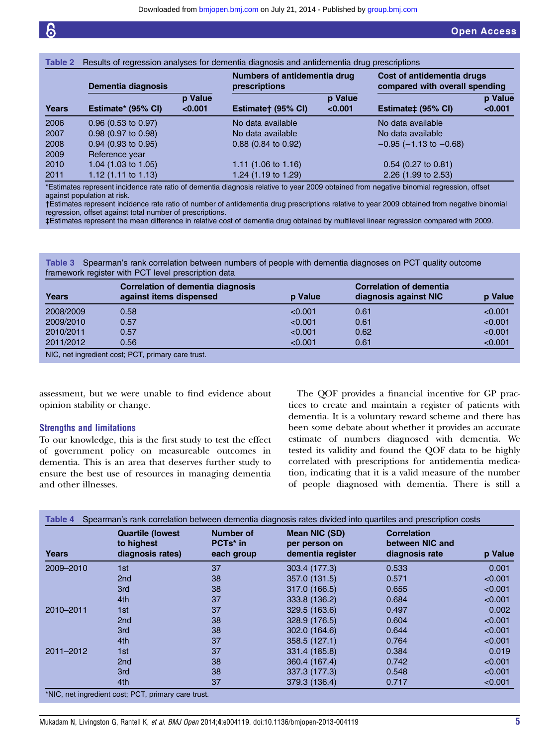**Table 2** Results of regression analyses for dementia diagnosis and antidementia drug prescriptions

| Years | Dementia diagnosis Estimate* (95% CI) | p Value <0.001 | Numbers of antidementia drug prescriptions Estimate† (95% CI) | p Value <0.001 | Cost of antidementia drugs compared with overall spending Estimate‡ (95% CI) | p Value <0.001 |
|---|---|---|---|---|---|---|
| 2006 | 0.96 (0.53 to 0.97) | | No data available | | No data available | |
| 2007 | 0.98 (0.97 to 0.98) | | No data available | | No data available | |
| 2008 | 0.94 (0.93 to 0.95) | | 0.88 (0.84 to 0.92) | | −0.95 (−1.13 to −0.68) | |
| 2009 | Reference year | | | | | |
| 2010 | 1.04 (1.03 to 1.05) | | 1.11 (1.06 to 1.16) | | 0.54 (0.27 to 0.81) | |
| 2011 | 1.12 (1.11 to 1.13) | | 1.24 (1.19 to 1.29) | | 2.26 (1.99 to 2.53) | |

*Estimates represent incidence rate ratio of dementia diagnosis relative to year 2009 obtained from negative binomial regression, offset against population at risk.
†Estimates represent incidence rate ratio of number of antidementia drug prescriptions relative to year 2009 obtained from negative binomial regression, offset against total number of prescriptions.
‡Estimates represent the mean difference in relative cost of dementia drug obtained by multilevel linear regression compared with 2009.

**Table 3** Spearman's rank correlation between numbers of people with dementia diagnoses on PCT quality outcome framework register with PCT level prescription data

| Years | Correlation of dementia diagnosis against items dispensed | p Value | Correlation of dementia diagnosis against NIC | p Value |
|---|---|---|---|---|
| 2008/2009 | 0.58 | <0.001 | 0.61 | <0.001 |
| 2009/2010 | 0.57 | <0.001 | 0.61 | <0.001 |
| 2010/2011 | 0.57 | <0.001 | 0.62 | <0.001 |
| 2011/2012 | 0.56 | <0.001 | 0.61 | <0.001 |

NIC, net ingredient cost; PCT, primary care trust.

assessment, but we were unable to find evidence about opinion stability or change.

### Strengths and limitations

To our knowledge, this is the first study to test the effect of government policy on measureable outcomes in dementia. This is an area that deserves further study to ensure the best use of resources in managing dementia and other illnesses.

The QOF provides a financial incentive for GP practices to create and maintain a register of patients with dementia. It is a voluntary reward scheme and there has been some debate about whether it provides an accurate estimate of numbers diagnosed with dementia. We tested its validity and found the QOF data to be highly correlated with prescriptions for antidementia medication, indicating that it is a valid measure of the number of people diagnosed with dementia. There is still a

**Table 4** Spearman's rank correlation between dementia diagnosis rates divided into quartiles and prescription costs

| Years | Quartile (lowest to highest diagnosis rates) | Number of PCTs* in each group | Mean NIC (SD) per person on dementia register | Correlation between NIC and diagnosis rate | p Value |
|---|---|---|---|---|---|
| 2009–2010 | 1st | 37 | 303.4 (177.3) | 0.533 | 0.001 |
| | 2nd | 38 | 357.0 (131.5) | 0.571 | <0.001 |
| | 3rd | 38 | 317.0 (166.5) | 0.655 | <0.001 |
| | 4th | 37 | 333.8 (136.2) | 0.684 | <0.001 |
| 2010–2011 | 1st | 37 | 329.5 (163.6) | 0.497 | 0.002 |
| | 2nd | 38 | 328.9 (176.5) | 0.604 | <0.001 |
| | 3rd | 38 | 302.0 (164.6) | 0.644 | <0.001 |
| | 4th | 37 | 358.5 (127.1) | 0.764 | <0.001 |
| 2011–2012 | 1st | 37 | 331.4 (185.8) | 0.384 | 0.019 |
| | 2nd | 38 | 360.4 (167.4) | 0.742 | <0.001 |
| | 3rd | 38 | 337.3 (177.3) | 0.548 | <0.001 |
| | 4th | 37 | 379.3 (136.4) | 0.717 | <0.001 |

*NIC, net ingredient cost; PCT, primary care trust.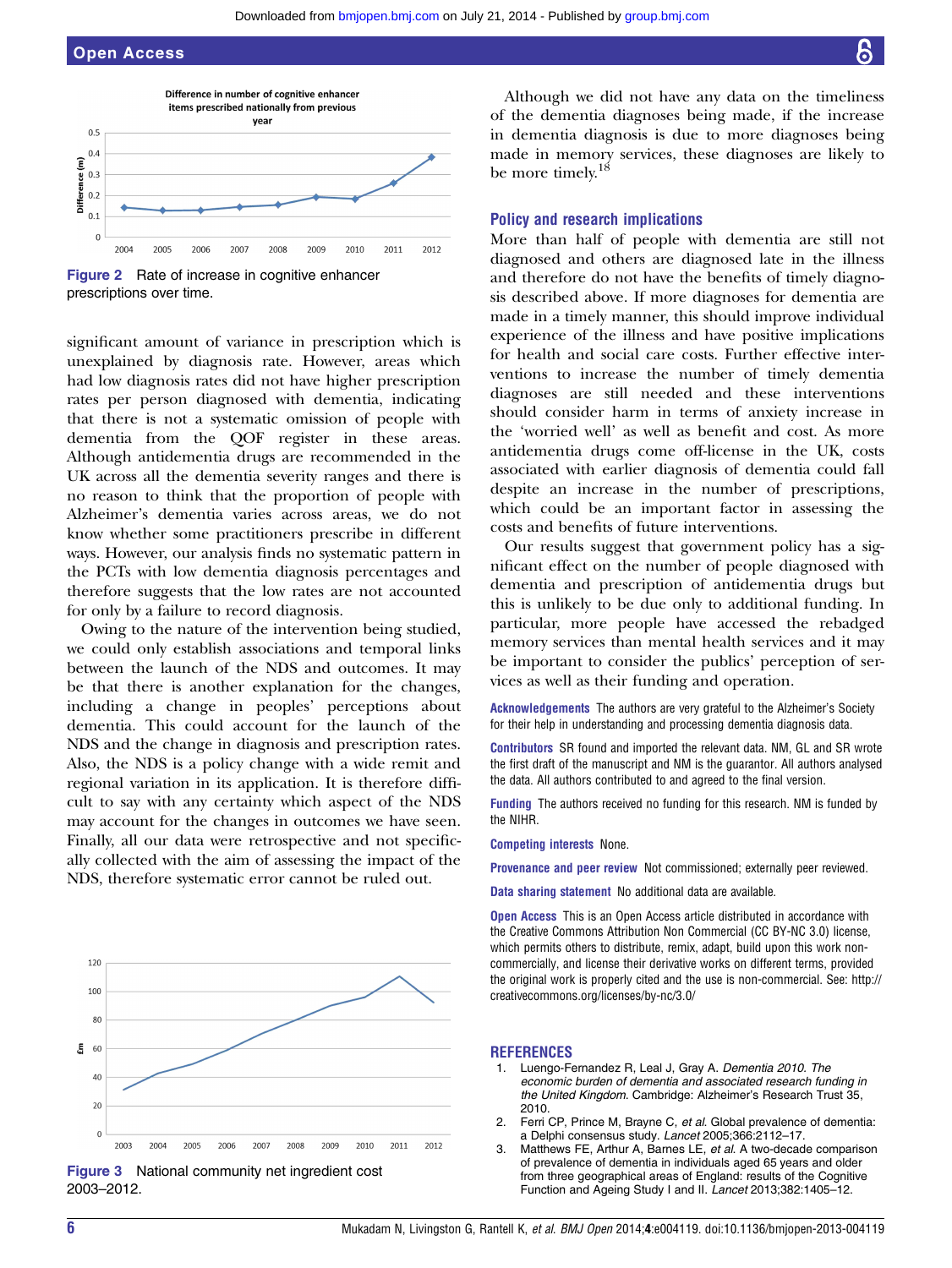Difference in number of cognitive enhancer items prescribed nationally from previous year

Difference (m)

0.5
0.4
0.3
0.2
0.1
0

2004 2005 2006 2007 2008 2009 2010 2011 2012

Figure 2 Rate of increase in cognitive enhancer prescriptions over time.

significant amount of variance in prescription which is unexplained by diagnosis rate. However, areas which had low diagnosis rates did not have higher prescription rates per person diagnosed with dementia, indicating that there is not a systematic omission of people with dementia from the QOF register in these areas. Although antidementia drugs are recommended in the UK across all the dementia severity ranges and there is no reason to think that the proportion of people with Alzheimer's dementia varies across areas, we do not know whether some practitioners prescribe in different ways. However, our analysis finds no systematic pattern in the PCTs with low dementia diagnosis percentages and therefore suggests that the low rates are not accounted for only by a failure to record diagnosis.

Owing to the nature of the intervention being studied, we could only establish associations and temporal links between the launch of the NDS and outcomes. It may be that there is another explanation for the changes, including a change in peoples' perceptions about dementia. This could account for the launch of the NDS and the change in diagnosis and prescription rates. Also, the NDS is a policy change with a wide remit and regional variation in its application. It is therefore difficult to say with any certainty which aspect of the NDS may account for the changes in outcomes we have seen. Finally, all our data were retrospective and not specifically collected with the aim of assessing the impact of the NDS, therefore systematic error cannot be ruled out.

£m

120
100
80
60
40
20
0

2003 2004 2005 2006 2007 2008 2009 2010 2011 2012

Figure 3 National community net ingredient cost 2003–2012.

Although we did not have any data on the timeliness of the dementia diagnoses being made, if the increase in dementia diagnosis is due to more diagnoses being made in memory services, these diagnoses are likely to be more timely.[18]

## Policy and research implications

More than half of people with dementia are still not diagnosed and others are diagnosed late in the illness and therefore do not have the benefits of timely diagnosis described above. If more diagnoses for dementia are made in a timely manner, this should improve individual experience of the illness and have positive implications for health and social care costs. Further effective interventions to increase the number of timely dementia diagnoses are still needed and these interventions should consider harm in terms of anxiety increase in the 'worried well' as well as benefit and cost. As more antidementia drugs come off-license in the UK, costs associated with earlier diagnosis of dementia could fall despite an increase in the number of prescriptions, which could be an important factor in assessing the costs and benefits of future interventions.

Our results suggest that government policy has a significant effect on the number of people diagnosed with dementia and prescription of antidementia drugs but this is unlikely to be due only to additional funding. In particular, more people have accessed the rebadged memory services than mental health services and it may be important to consider the publics' perception of services as well as their funding and operation.

**Acknowledgements** The authors are very grateful to the Alzheimer's Society for their help in understanding and processing dementia diagnosis data.

**Contributors** SR found and imported the relevant data. NM, GL and SR wrote the first draft of the manuscript and NM is the guarantor. All authors analysed the data. All authors contributed to and agreed to the final version.

**Funding** The authors received no funding for this research. NM is funded by the NIHR.

**Competing interests** None.

**Provenance and peer review** Not commissioned; externally peer reviewed.

**Data sharing statement** No additional data are available.

**Open Access** This is an Open Access article distributed in accordance with the Creative Commons Attribution Non Commercial (CC BY-NC 3.0) license, which permits others to distribute, remix, adapt, build upon this work non-commercially, and license their derivative works on different terms, provided the original work is properly cited and the use is non-commercial. See: http://creativecommons.org/licenses/by-nc/3.0/

## REFERENCES

1. Luengo-Fernandez R, Leal J, Gray A. *Dementia 2010. The economic burden of dementia and associated research funding in the United Kingdom*. Cambridge: Alzheimer's Research Trust 35, 2010.
2. Ferri CP, Prince M, Brayne C, *et al*. Global prevalence of dementia: a Delphi consensus study. *Lancet* 2005;366:2112–17.
3. Matthews FE, Arthur A, Barnes LE, *et al*. A two-decade comparison of prevalence of dementia in individuals aged 65 years and older from three geographical areas of England: results of the Cognitive Function and Ageing Study I and II. *Lancet* 2013;382:1405–12.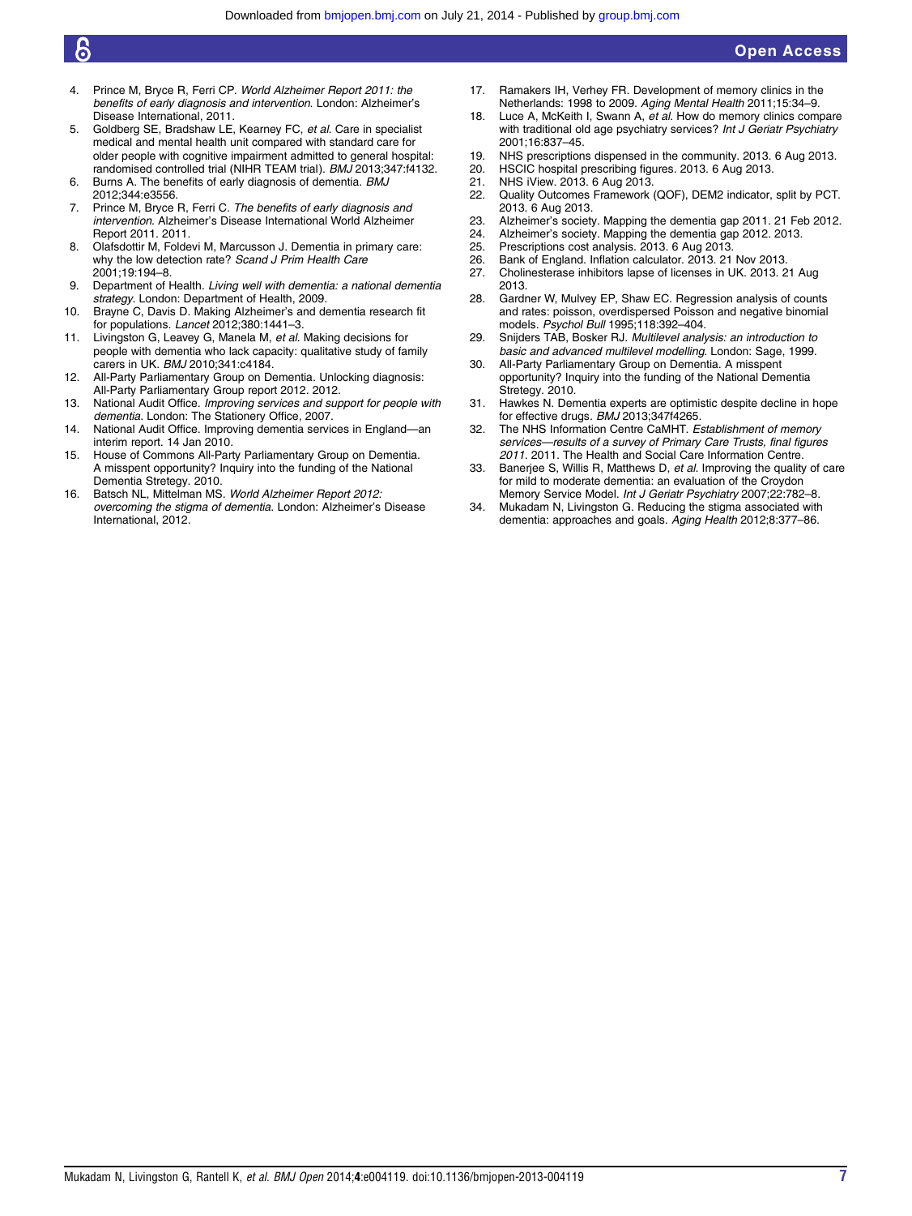4. Prince M, Bryce R, Ferri CP. *World Alzheimer Report 2011: the benefits of early diagnosis and intervention*. London: Alzheimer's Disease International, 2011.
5. Goldberg SE, Bradshaw LE, Kearney FC, *et al*. Care in specialist medical and mental health unit compared with standard care for older people with cognitive impairment admitted to general hospital: randomised controlled trial (NIHR TEAM trial). *BMJ* 2013;347:f4132.
6. Burns A. The benefits of early diagnosis of dementia. *BMJ* 2012;344:e3556.
7. Prince M, Bryce R, Ferri C. *The benefits of early diagnosis and intervention*. Alzheimer's Disease International World Alzheimer Report 2011. 2011.
8. Olafsdottir M, Foldevi M, Marcusson J. Dementia in primary care: why the low detection rate? *Scand J Prim Health Care* 2001;19:194–8.
9. Department of Health. *Living well with dementia: a national dementia strategy*. London: Department of Health, 2009.
10. Brayne C, Davis D. Making Alzheimer's and dementia research fit for populations. *Lancet* 2012;380:1441–3.
11. Livingston G, Leavey G, Manela M, *et al*. Making decisions for people with dementia who lack capacity: qualitative study of family carers in UK. *BMJ* 2010;341:c4184.
12. All-Party Parliamentary Group on Dementia. Unlocking diagnosis: All-Party Parliamentary Group report 2012. 2012.
13. National Audit Office. *Improving services and support for people with dementia*. London: The Stationery Office, 2007.
14. National Audit Office. Improving dementia services in England—an interim report. 14 Jan 2010.
15. House of Commons All-Party Parliamentary Group on Dementia. A misspent opportunity? Inquiry into the funding of the National Dementia Stretegy. 2010.
16. Batsch NL, Mittelman MS. *World Alzheimer Report 2012: overcoming the stigma of dementia*. London: Alzheimer's Disease International, 2012.
17. Ramakers IH, Verhey FR. Development of memory clinics in the Netherlands: 1998 to 2009. *Aging Mental Health* 2011;15:34–9.
18. Luce A, McKeith I, Swann A, *et al*. How do memory clinics compare with traditional old age psychiatry services? *Int J Geriatr Psychiatry* 2001;16:837–45.
19. NHS prescriptions dispensed in the community. 2013. 6 Aug 2013.
20. HSCIC hospital prescribing figures. 2013. 6 Aug 2013.
21. NHS iView. 2013. 6 Aug 2013.
22. Quality Outcomes Framework (QOF), DEM2 indicator, split by PCT. 2013. 6 Aug 2013.
23. Alzheimer's society. Mapping the dementia gap 2011. 21 Feb 2012.
24. Alzheimer's society. Mapping the dementia gap 2012. 2013.
25. Prescriptions cost analysis. 2013. 6 Aug 2013.
26. Bank of England. Inflation calculator. 2013. 21 Nov 2013.
27. Cholinesterase inhibitors lapse of licenses in UK. 2013. 21 Aug 2013.
28. Gardner W, Mulvey EP, Shaw EC. Regression analysis of counts and rates: poisson, overdispersed Poisson and negative binomial models. *Psychol Bull* 1995;118:392–404.
29. Snijders TAB, Bosker RJ. *Multilevel analysis: an introduction to basic and advanced multilevel modelling*. London: Sage, 1999.
30. All-Party Parliamentary Group on Dementia. A misspent opportunity? Inquiry into the funding of the National Dementia Stretegy. 2010.
31. Hawkes N. Dementia experts are optimistic despite decline in hope for effective drugs. *BMJ* 2013;347f4265.
32. The NHS Information Centre CaMHT. *Establishment of memory services—results of a survey of Primary Care Trusts, final figures 2011*. 2011. The Health and Social Care Information Centre.
33. Banerjee S, Willis R, Matthews D, *et al*. Improving the quality of care for mild to moderate dementia: an evaluation of the Croydon Memory Service Model. *Int J Geriatr Psychiatry* 2007;22:782–8.
34. Mukadam N, Livingston G. Reducing the stigma associated with dementia: approaches and goals. *Aging Health* 2012;8:377–86.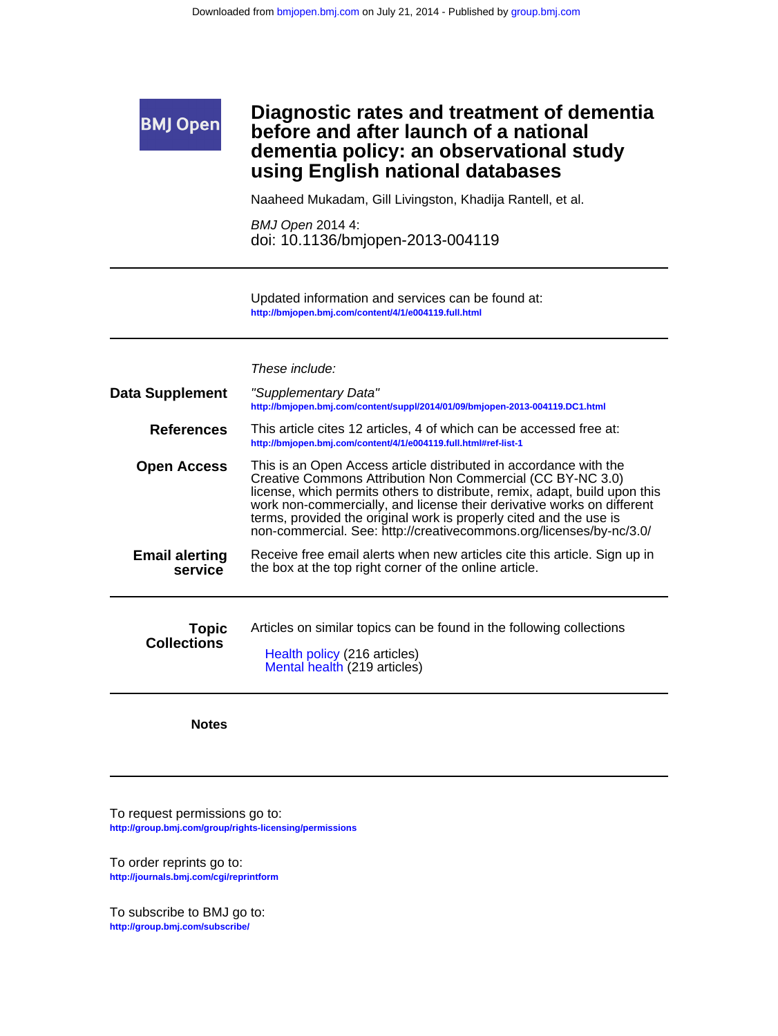Downloaded from bmjopen.bmj.com on July 21, 2014 - Published by group.bmj.com

BMJ Open

# Diagnostic rates and treatment of dementia before and after launch of a national dementia policy: an observational study using English national databases

Naaheed Mukadam, Gill Livingston, Khadija Rantell, et al.

*BMJ Open* 2014 4:
doi: 10.1136/bmjopen-2013-004119

Updated information and services can be found at:
http://bmjopen.bmj.com/content/4/1/e004119.full.html

*These include:*

**Data Supplement**

*"Supplementary Data"*
http://bmjopen.bmj.com/content/suppl/2014/01/09/bmjopen-2013-004119.DC1.html

**References**

This article cites 12 articles, 4 of which can be accessed free at:
http://bmjopen.bmj.com/content/4/1/e004119.full.html#ref-list-1

**Open Access**

This is an Open Access article distributed in accordance with the Creative Commons Attribution Non Commercial (CC BY-NC 3.0) license, which permits others to distribute, remix, adapt, build upon this work non-commercially, and license their derivative works on different terms, provided the original work is properly cited and the use is non-commercial. See: http://creativecommons.org/licenses/by-nc/3.0/

**Email alerting service**

Receive free email alerts when new articles cite this article. Sign up in the box at the top right corner of the online article.

**Topic Collections**

Articles on similar topics can be found in the following collections

Health policy (216 articles)
Mental health (219 articles)

**Notes**

To request permissions go to:
http://group.bmj.com/group/rights-licensing/permissions

To order reprints go to:
http://journals.bmj.com/cgi/reprintform

To subscribe to BMJ go to:
http://group.bmj.com/subscribe/